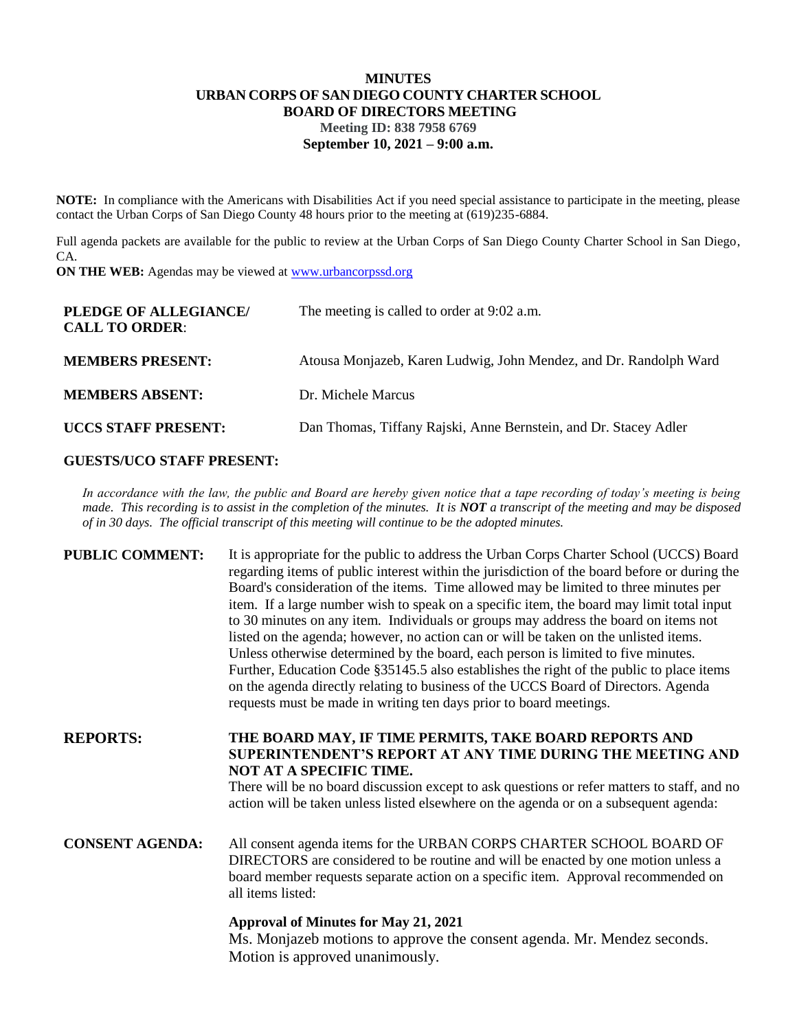# MINUTES
# URBAN CORPS OF SAN DIEGO COUNTY CHARTER SCHOOL
# BOARD OF DIRECTORS MEETING

**Meeting ID: 838 7958 6769**

**September 10, 2021 – 9:00 a.m.**

**NOTE:** In compliance with the Americans with Disabilities Act if you need special assistance to participate in the meeting, please contact the Urban Corps of San Diego County 48 hours prior to the meeting at (619)235-6884.

Full agenda packets are available for the public to review at the Urban Corps of San Diego County Charter School in San Diego, CA.

**ON THE WEB:** Agendas may be viewed at www.urbancorpssd.org

| | |
|---|---|
| **PLEDGE OF ALLEGIANCE/ CALL TO ORDER**: | The meeting is called to order at 9:02 a.m. |
| **MEMBERS PRESENT:** | Atousa Monjazeb, Karen Ludwig, John Mendez, and Dr. Randolph Ward |
| **MEMBERS ABSENT:** | Dr. Michele Marcus |
| **UCCS STAFF PRESENT:** | Dan Thomas, Tiffany Rajski, Anne Bernstein, and Dr. Stacey Adler |

**GUESTS/UCO STAFF PRESENT:**

*In accordance with the law, the public and Board are hereby given notice that a tape recording of today's meeting is being made. This recording is to assist in the completion of the minutes. It is **NOT** a transcript of the meeting and may be disposed of in 30 days. The official transcript of this meeting will continue to be the adopted minutes.*

**PUBLIC COMMENT:** It is appropriate for the public to address the Urban Corps Charter School (UCCS) Board regarding items of public interest within the jurisdiction of the board before or during the Board's consideration of the items. Time allowed may be limited to three minutes per item. If a large number wish to speak on a specific item, the board may limit total input to 30 minutes on any item. Individuals or groups may address the board on items not listed on the agenda; however, no action can or will be taken on the unlisted items. Unless otherwise determined by the board, each person is limited to five minutes. Further, Education Code §35145.5 also establishes the right of the public to place items on the agenda directly relating to business of the UCCS Board of Directors. Agenda requests must be made in writing ten days prior to board meetings.

**REPORTS:** **THE BOARD MAY, IF TIME PERMITS, TAKE BOARD REPORTS AND SUPERINTENDENT'S REPORT AT ANY TIME DURING THE MEETING AND NOT AT A SPECIFIC TIME.**
There will be no board discussion except to ask questions or refer matters to staff, and no action will be taken unless listed elsewhere on the agenda or on a subsequent agenda:

**CONSENT AGENDA:** All consent agenda items for the URBAN CORPS CHARTER SCHOOL BOARD OF DIRECTORS are considered to be routine and will be enacted by one motion unless a board member requests separate action on a specific item. Approval recommended on all items listed:

**Approval of Minutes for May 21, 2021**

Ms. Monjazeb motions to approve the consent agenda. Mr. Mendez seconds. Motion is approved unanimously.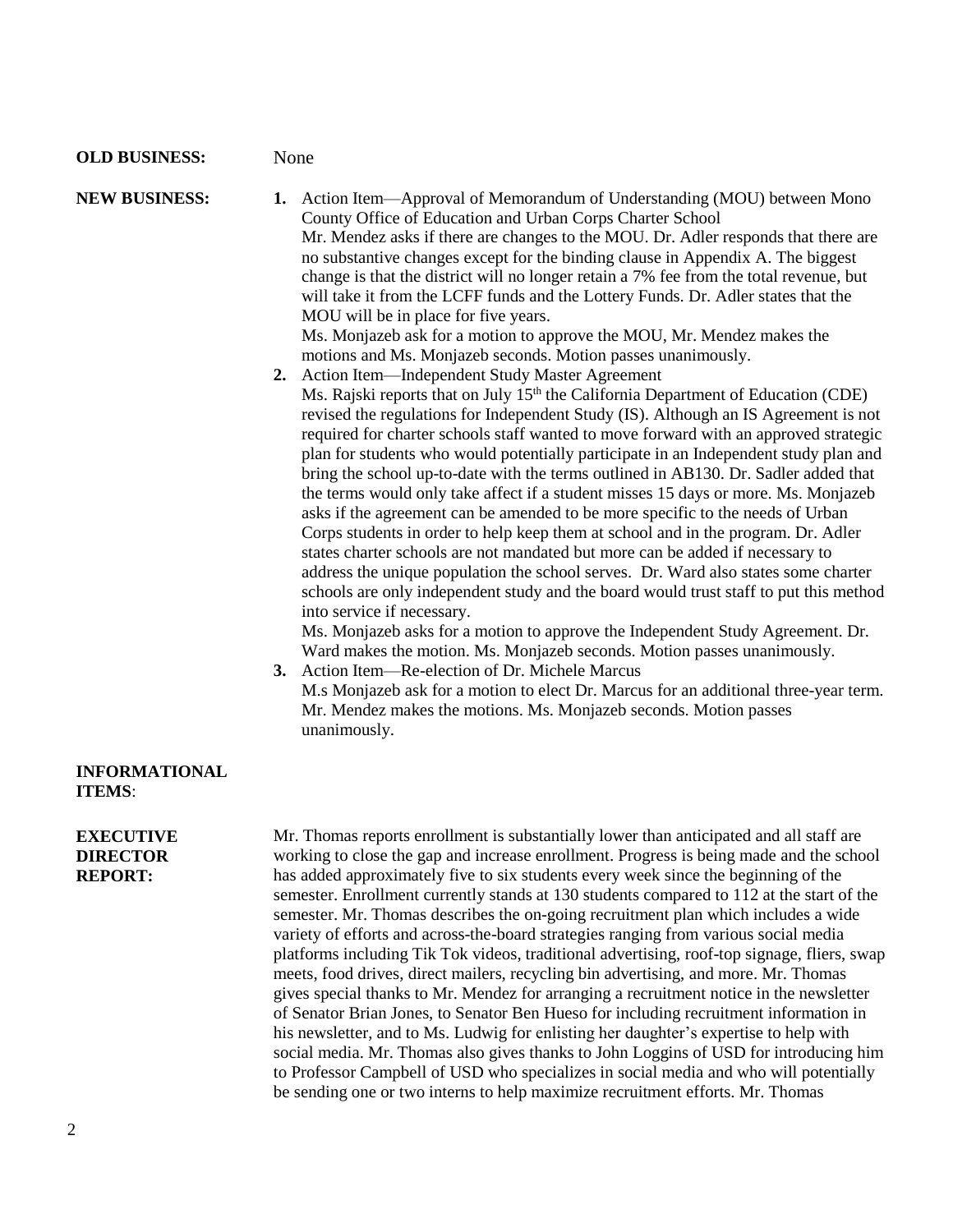**OLD BUSINESS:** None

**NEW BUSINESS:**

1. Action Item—Approval of Memorandum of Understanding (MOU) between Mono County Office of Education and Urban Corps Charter School
   Mr. Mendez asks if there are changes to the MOU. Dr. Adler responds that there are no substantive changes except for the binding clause in Appendix A. The biggest change is that the district will no longer retain a 7% fee from the total revenue, but will take it from the LCFF funds and the Lottery Funds. Dr. Adler states that the MOU will be in place for five years.
   Ms. Monjazeb ask for a motion to approve the MOU, Mr. Mendez makes the motions and Ms. Monjazeb seconds. Motion passes unanimously.
2. Action Item—Independent Study Master Agreement
   Ms. Rajski reports that on July 15th the California Department of Education (CDE) revised the regulations for Independent Study (IS). Although an IS Agreement is not required for charter schools staff wanted to move forward with an approved strategic plan for students who would potentially participate in an Independent study plan and bring the school up-to-date with the terms outlined in AB130. Dr. Sadler added that the terms would only take affect if a student misses 15 days or more. Ms. Monjazeb asks if the agreement can be amended to be more specific to the needs of Urban Corps students in order to help keep them at school and in the program. Dr. Adler states charter schools are not mandated but more can be added if necessary to address the unique population the school serves. Dr. Ward also states some charter schools are only independent study and the board would trust staff to put this method into service if necessary.
   Ms. Monjazeb asks for a motion to approve the Independent Study Agreement. Dr. Ward makes the motion. Ms. Monjazeb seconds. Motion passes unanimously.
3. Action Item—Re-election of Dr. Michele Marcus
   M.s Monjazeb ask for a motion to elect Dr. Marcus for an additional three-year term. Mr. Mendez makes the motions. Ms. Monjazeb seconds. Motion passes unanimously.

**INFORMATIONAL ITEMS**:

**EXECUTIVE DIRECTOR REPORT:**

Mr. Thomas reports enrollment is substantially lower than anticipated and all staff are working to close the gap and increase enrollment. Progress is being made and the school has added approximately five to six students every week since the beginning of the semester. Enrollment currently stands at 130 students compared to 112 at the start of the semester. Mr. Thomas describes the on-going recruitment plan which includes a wide variety of efforts and across-the-board strategies ranging from various social media platforms including Tik Tok videos, traditional advertising, roof-top signage, fliers, swap meets, food drives, direct mailers, recycling bin advertising, and more. Mr. Thomas gives special thanks to Mr. Mendez for arranging a recruitment notice in the newsletter of Senator Brian Jones, to Senator Ben Hueso for including recruitment information in his newsletter, and to Ms. Ludwig for enlisting her daughter's expertise to help with social media. Mr. Thomas also gives thanks to John Loggins of USD for introducing him to Professor Campbell of USD who specializes in social media and who will potentially be sending one or two interns to help maximize recruitment efforts. Mr. Thomas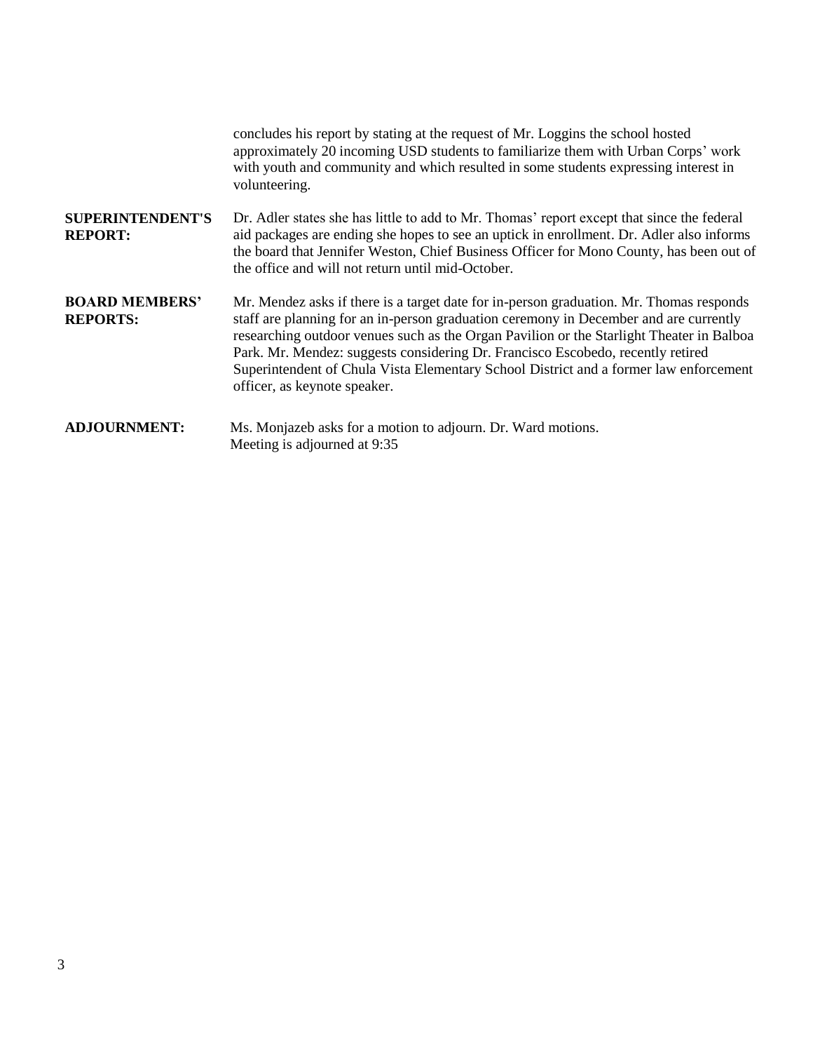concludes his report by stating at the request of Mr. Loggins the school hosted approximately 20 incoming USD students to familiarize them with Urban Corps' work with youth and community and which resulted in some students expressing interest in volunteering.

**SUPERINTENDENT'S REPORT:** Dr. Adler states she has little to add to Mr. Thomas' report except that since the federal aid packages are ending she hopes to see an uptick in enrollment. Dr. Adler also informs the board that Jennifer Weston, Chief Business Officer for Mono County, has been out of the office and will not return until mid-October.

**BOARD MEMBERS' REPORTS:** Mr. Mendez asks if there is a target date for in-person graduation. Mr. Thomas responds staff are planning for an in-person graduation ceremony in December and are currently researching outdoor venues such as the Organ Pavilion or the Starlight Theater in Balboa Park. Mr. Mendez: suggests considering Dr. Francisco Escobedo, recently retired Superintendent of Chula Vista Elementary School District and a former law enforcement officer, as keynote speaker.

**ADJOURNMENT:** Ms. Monjazeb asks for a motion to adjourn. Dr. Ward motions.
Meeting is adjourned at 9:35